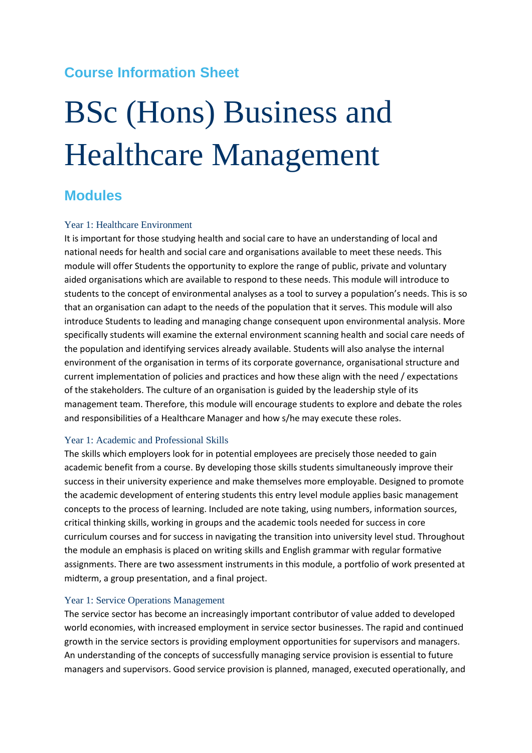## Course Information Sheet

# BSc (Hons) Business and Healthcare Management

## Modules

### Year 1: Healthcare Environment

It is important for those studying health and social care to have an understanding of local and national needs for health and social care and organisations available to meet these needs. This module will offer Students the opportunity to explore the range of public, private and voluntary aided organisations which are available to respond to these needs. This module will introduce to students to the concept of environmental analyses as a tool to survey a population's needs. This is so that an organisation can adapt to the needs of the population that it serves. This module will also introduce Students to leading and managing change consequent upon environmental analysis. More specifically students will examine the external environment scanning health and social care needs of the population and identifying services already available. Students will also analyse the internal environment of the organisation in terms of its corporate governance, organisational structure and current implementation of policies and practices and how these align with the need / expectations of the stakeholders. The culture of an organisation is guided by the leadership style of its management team. Therefore, this module will encourage students to explore and debate the roles and responsibilities of a Healthcare Manager and how s/he may execute these roles.

### Year 1: Academic and Professional Skills

The skills which employers look for in potential employees are precisely those needed to gain academic benefit from a course. By developing those skills students simultaneously improve their success in their university experience and make themselves more employable. Designed to promote the academic development of entering students this entry level module applies basic management concepts to the process of learning. Included are note taking, using numbers, information sources, critical thinking skills, working in groups and the academic tools needed for success in core curriculum courses and for success in navigating the transition into university level stud. Throughout the module an emphasis is placed on writing skills and English grammar with regular formative assignments. There are two assessment instruments in this module, a portfolio of work presented at midterm, a group presentation, and a final project.

### Year 1: Service Operations Management

The service sector has become an increasingly important contributor of value added to developed world economies, with increased employment in service sector businesses. The rapid and continued growth in the service sectors is providing employment opportunities for supervisors and managers. An understanding of the concepts of successfully managing service provision is essential to future managers and supervisors. Good service provision is planned, managed, executed operationally, and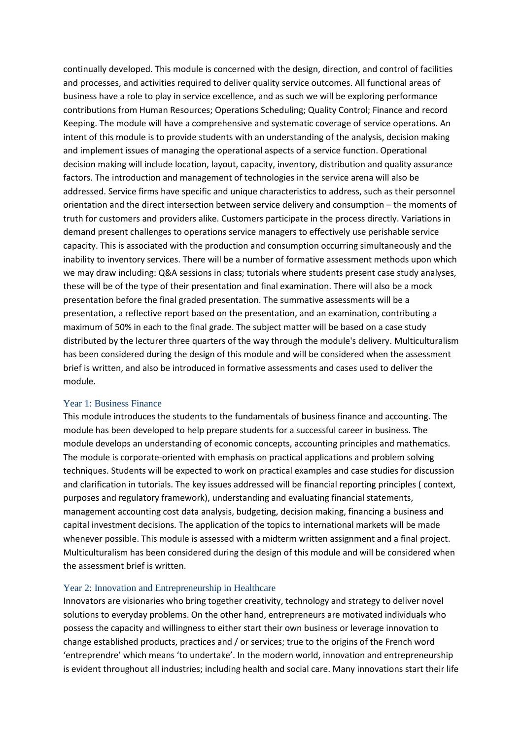continually developed. This module is concerned with the design, direction, and control of facilities and processes, and activities required to deliver quality service outcomes. All functional areas of business have a role to play in service excellence, and as such we will be exploring performance contributions from Human Resources; Operations Scheduling; Quality Control; Finance and record Keeping. The module will have a comprehensive and systematic coverage of service operations. An intent of this module is to provide students with an understanding of the analysis, decision making and implement issues of managing the operational aspects of a service function. Operational decision making will include location, layout, capacity, inventory, distribution and quality assurance factors. The introduction and management of technologies in the service arena will also be addressed. Service firms have specific and unique characteristics to address, such as their personnel orientation and the direct intersection between service delivery and consumption – the moments of truth for customers and providers alike. Customers participate in the process directly. Variations in demand present challenges to operations service managers to effectively use perishable service capacity. This is associated with the production and consumption occurring simultaneously and the inability to inventory services. There will be a number of formative assessment methods upon which we may draw including: Q&A sessions in class; tutorials where students present case study analyses, these will be of the type of their presentation and final examination. There will also be a mock presentation before the final graded presentation. The summative assessments will be a presentation, a reflective report based on the presentation, and an examination, contributing a maximum of 50% in each to the final grade. The subject matter will be based on a case study distributed by the lecturer three quarters of the way through the module's delivery. Multiculturalism has been considered during the design of this module and will be considered when the assessment brief is written, and also be introduced in formative assessments and cases used to deliver the module.

### Year 1: Business Finance

This module introduces the students to the fundamentals of business finance and accounting. The module has been developed to help prepare students for a successful career in business. The module develops an understanding of economic concepts, accounting principles and mathematics. The module is corporate-oriented with emphasis on practical applications and problem solving techniques. Students will be expected to work on practical examples and case studies for discussion and clarification in tutorials. The key issues addressed will be financial reporting principles ( context, purposes and regulatory framework), understanding and evaluating financial statements, management accounting cost data analysis, budgeting, decision making, financing a business and capital investment decisions. The application of the topics to international markets will be made whenever possible. This module is assessed with a midterm written assignment and a final project. Multiculturalism has been considered during the design of this module and will be considered when the assessment brief is written.

### Year 2: Innovation and Entrepreneurship in Healthcare

Innovators are visionaries who bring together creativity, technology and strategy to deliver novel solutions to everyday problems. On the other hand, entrepreneurs are motivated individuals who possess the capacity and willingness to either start their own business or leverage innovation to change established products, practices and / or services; true to the origins of the French word 'entreprendre' which means 'to undertake'. In the modern world, innovation and entrepreneurship is evident throughout all industries; including health and social care. Many innovations start their life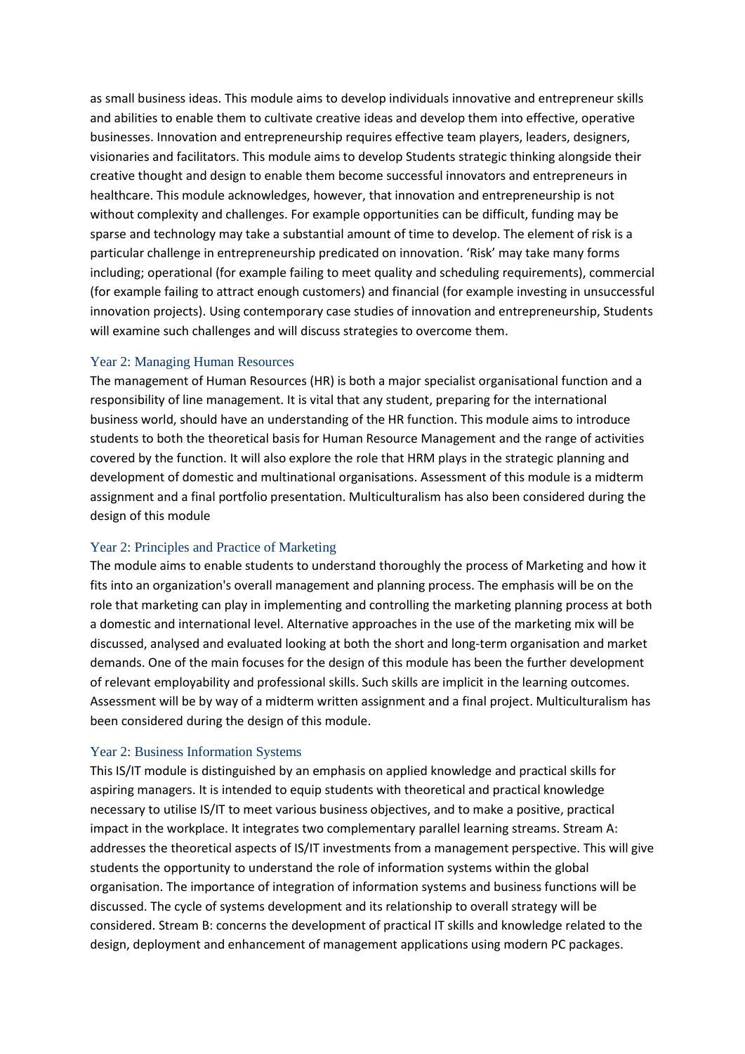as small business ideas. This module aims to develop individuals innovative and entrepreneur skills and abilities to enable them to cultivate creative ideas and develop them into effective, operative businesses. Innovation and entrepreneurship requires effective team players, leaders, designers, visionaries and facilitators. This module aims to develop Students strategic thinking alongside their creative thought and design to enable them become successful innovators and entrepreneurs in healthcare. This module acknowledges, however, that innovation and entrepreneurship is not without complexity and challenges. For example opportunities can be difficult, funding may be sparse and technology may take a substantial amount of time to develop. The element of risk is a particular challenge in entrepreneurship predicated on innovation. 'Risk' may take many forms including; operational (for example failing to meet quality and scheduling requirements), commercial (for example failing to attract enough customers) and financial (for example investing in unsuccessful innovation projects). Using contemporary case studies of innovation and entrepreneurship, Students will examine such challenges and will discuss strategies to overcome them.

### Year 2: Managing Human Resources

The management of Human Resources (HR) is both a major specialist organisational function and a responsibility of line management. It is vital that any student, preparing for the international business world, should have an understanding of the HR function. This module aims to introduce students to both the theoretical basis for Human Resource Management and the range of activities covered by the function. It will also explore the role that HRM plays in the strategic planning and development of domestic and multinational organisations. Assessment of this module is a midterm assignment and a final portfolio presentation. Multiculturalism has also been considered during the design of this module

### Year 2: Principles and Practice of Marketing

The module aims to enable students to understand thoroughly the process of Marketing and how it fits into an organization's overall management and planning process. The emphasis will be on the role that marketing can play in implementing and controlling the marketing planning process at both a domestic and international level. Alternative approaches in the use of the marketing mix will be discussed, analysed and evaluated looking at both the short and long-term organisation and market demands. One of the main focuses for the design of this module has been the further development of relevant employability and professional skills. Such skills are implicit in the learning outcomes. Assessment will be by way of a midterm written assignment and a final project. Multiculturalism has been considered during the design of this module.

### Year 2: Business Information Systems

This IS/IT module is distinguished by an emphasis on applied knowledge and practical skills for aspiring managers. It is intended to equip students with theoretical and practical knowledge necessary to utilise IS/IT to meet various business objectives, and to make a positive, practical impact in the workplace. It integrates two complementary parallel learning streams. Stream A: addresses the theoretical aspects of IS/IT investments from a management perspective. This will give students the opportunity to understand the role of information systems within the global organisation. The importance of integration of information systems and business functions will be discussed. The cycle of systems development and its relationship to overall strategy will be considered. Stream B: concerns the development of practical IT skills and knowledge related to the design, deployment and enhancement of management applications using modern PC packages.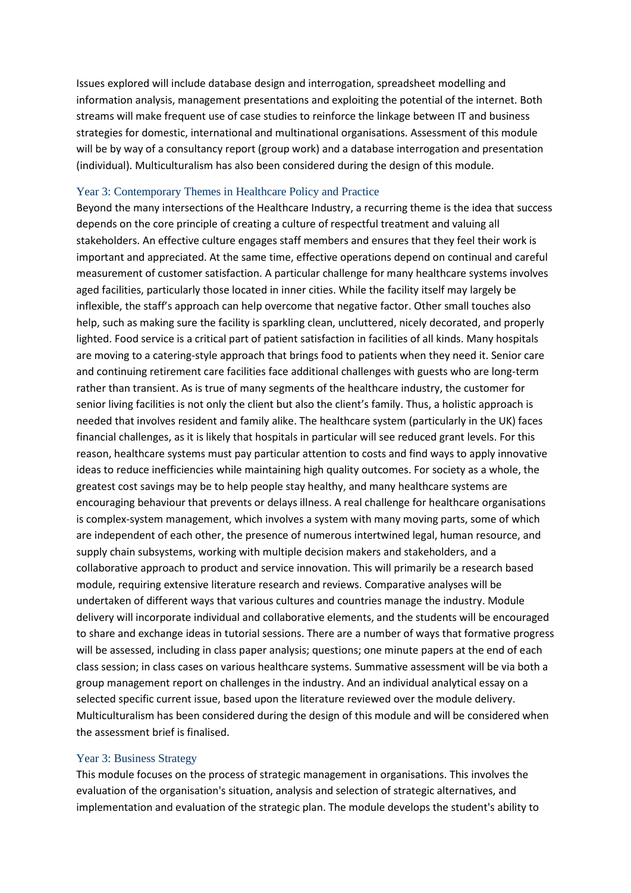Issues explored will include database design and interrogation, spreadsheet modelling and information analysis, management presentations and exploiting the potential of the internet. Both streams will make frequent use of case studies to reinforce the linkage between IT and business strategies for domestic, international and multinational organisations. Assessment of this module will be by way of a consultancy report (group work) and a database interrogation and presentation (individual). Multiculturalism has also been considered during the design of this module.

### Year 3: Contemporary Themes in Healthcare Policy and Practice

Beyond the many intersections of the Healthcare Industry, a recurring theme is the idea that success depends on the core principle of creating a culture of respectful treatment and valuing all stakeholders. An effective culture engages staff members and ensures that they feel their work is important and appreciated. At the same time, effective operations depend on continual and careful measurement of customer satisfaction. A particular challenge for many healthcare systems involves aged facilities, particularly those located in inner cities. While the facility itself may largely be inflexible, the staff's approach can help overcome that negative factor. Other small touches also help, such as making sure the facility is sparkling clean, uncluttered, nicely decorated, and properly lighted. Food service is a critical part of patient satisfaction in facilities of all kinds. Many hospitals are moving to a catering-style approach that brings food to patients when they need it. Senior care and continuing retirement care facilities face additional challenges with guests who are long-term rather than transient. As is true of many segments of the healthcare industry, the customer for senior living facilities is not only the client but also the client's family. Thus, a holistic approach is needed that involves resident and family alike. The healthcare system (particularly in the UK) faces financial challenges, as it is likely that hospitals in particular will see reduced grant levels. For this reason, healthcare systems must pay particular attention to costs and find ways to apply innovative ideas to reduce inefficiencies while maintaining high quality outcomes. For society as a whole, the greatest cost savings may be to help people stay healthy, and many healthcare systems are encouraging behaviour that prevents or delays illness. A real challenge for healthcare organisations is complex-system management, which involves a system with many moving parts, some of which are independent of each other, the presence of numerous intertwined legal, human resource, and supply chain subsystems, working with multiple decision makers and stakeholders, and a collaborative approach to product and service innovation. This will primarily be a research based module, requiring extensive literature research and reviews. Comparative analyses will be undertaken of different ways that various cultures and countries manage the industry. Module delivery will incorporate individual and collaborative elements, and the students will be encouraged to share and exchange ideas in tutorial sessions. There are a number of ways that formative progress will be assessed, including in class paper analysis; questions; one minute papers at the end of each class session; in class cases on various healthcare systems. Summative assessment will be via both a group management report on challenges in the industry. And an individual analytical essay on a selected specific current issue, based upon the literature reviewed over the module delivery. Multiculturalism has been considered during the design of this module and will be considered when the assessment brief is finalised.

### Year 3: Business Strategy

This module focuses on the process of strategic management in organisations. This involves the evaluation of the organisation's situation, analysis and selection of strategic alternatives, and implementation and evaluation of the strategic plan. The module develops the student's ability to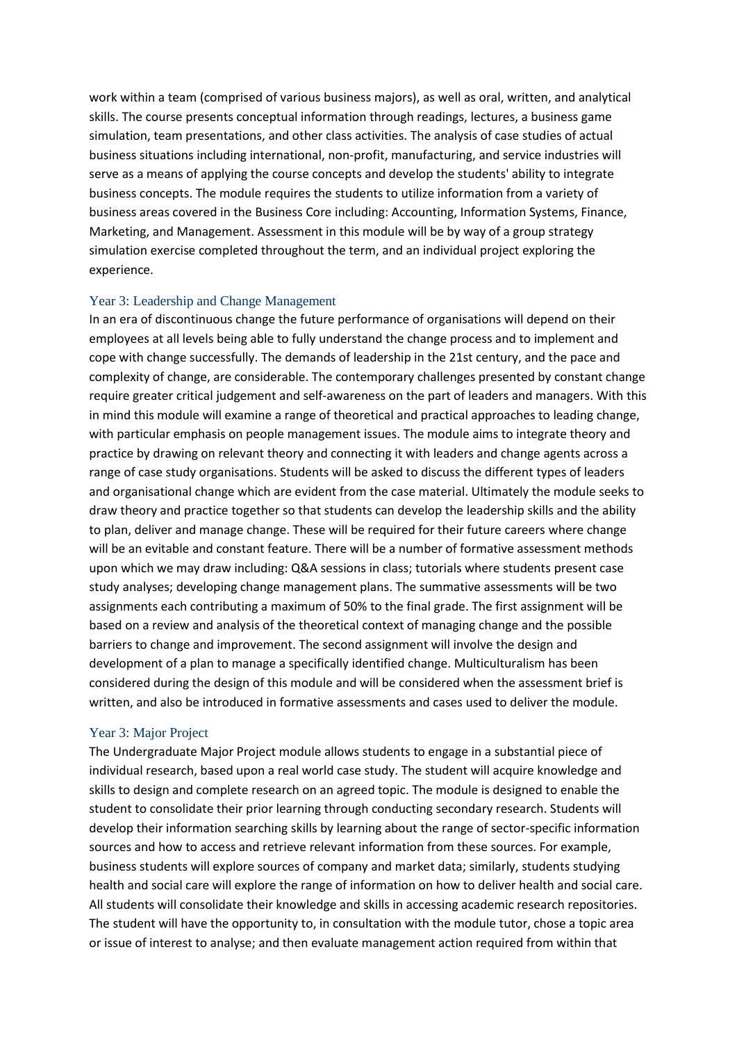work within a team (comprised of various business majors), as well as oral, written, and analytical skills. The course presents conceptual information through readings, lectures, a business game simulation, team presentations, and other class activities. The analysis of case studies of actual business situations including international, non-profit, manufacturing, and service industries will serve as a means of applying the course concepts and develop the students' ability to integrate business concepts. The module requires the students to utilize information from a variety of business areas covered in the Business Core including: Accounting, Information Systems, Finance, Marketing, and Management. Assessment in this module will be by way of a group strategy simulation exercise completed throughout the term, and an individual project exploring the experience.

### Year 3: Leadership and Change Management

In an era of discontinuous change the future performance of organisations will depend on their employees at all levels being able to fully understand the change process and to implement and cope with change successfully. The demands of leadership in the 21st century, and the pace and complexity of change, are considerable. The contemporary challenges presented by constant change require greater critical judgement and self-awareness on the part of leaders and managers. With this in mind this module will examine a range of theoretical and practical approaches to leading change, with particular emphasis on people management issues. The module aims to integrate theory and practice by drawing on relevant theory and connecting it with leaders and change agents across a range of case study organisations. Students will be asked to discuss the different types of leaders and organisational change which are evident from the case material. Ultimately the module seeks to draw theory and practice together so that students can develop the leadership skills and the ability to plan, deliver and manage change. These will be required for their future careers where change will be an evitable and constant feature. There will be a number of formative assessment methods upon which we may draw including: Q&A sessions in class; tutorials where students present case study analyses; developing change management plans. The summative assessments will be two assignments each contributing a maximum of 50% to the final grade. The first assignment will be based on a review and analysis of the theoretical context of managing change and the possible barriers to change and improvement. The second assignment will involve the design and development of a plan to manage a specifically identified change. Multiculturalism has been considered during the design of this module and will be considered when the assessment brief is written, and also be introduced in formative assessments and cases used to deliver the module.

### Year 3: Major Project

The Undergraduate Major Project module allows students to engage in a substantial piece of individual research, based upon a real world case study. The student will acquire knowledge and skills to design and complete research on an agreed topic. The module is designed to enable the student to consolidate their prior learning through conducting secondary research. Students will develop their information searching skills by learning about the range of sector-specific information sources and how to access and retrieve relevant information from these sources. For example, business students will explore sources of company and market data; similarly, students studying health and social care will explore the range of information on how to deliver health and social care. All students will consolidate their knowledge and skills in accessing academic research repositories. The student will have the opportunity to, in consultation with the module tutor, chose a topic area or issue of interest to analyse; and then evaluate management action required from within that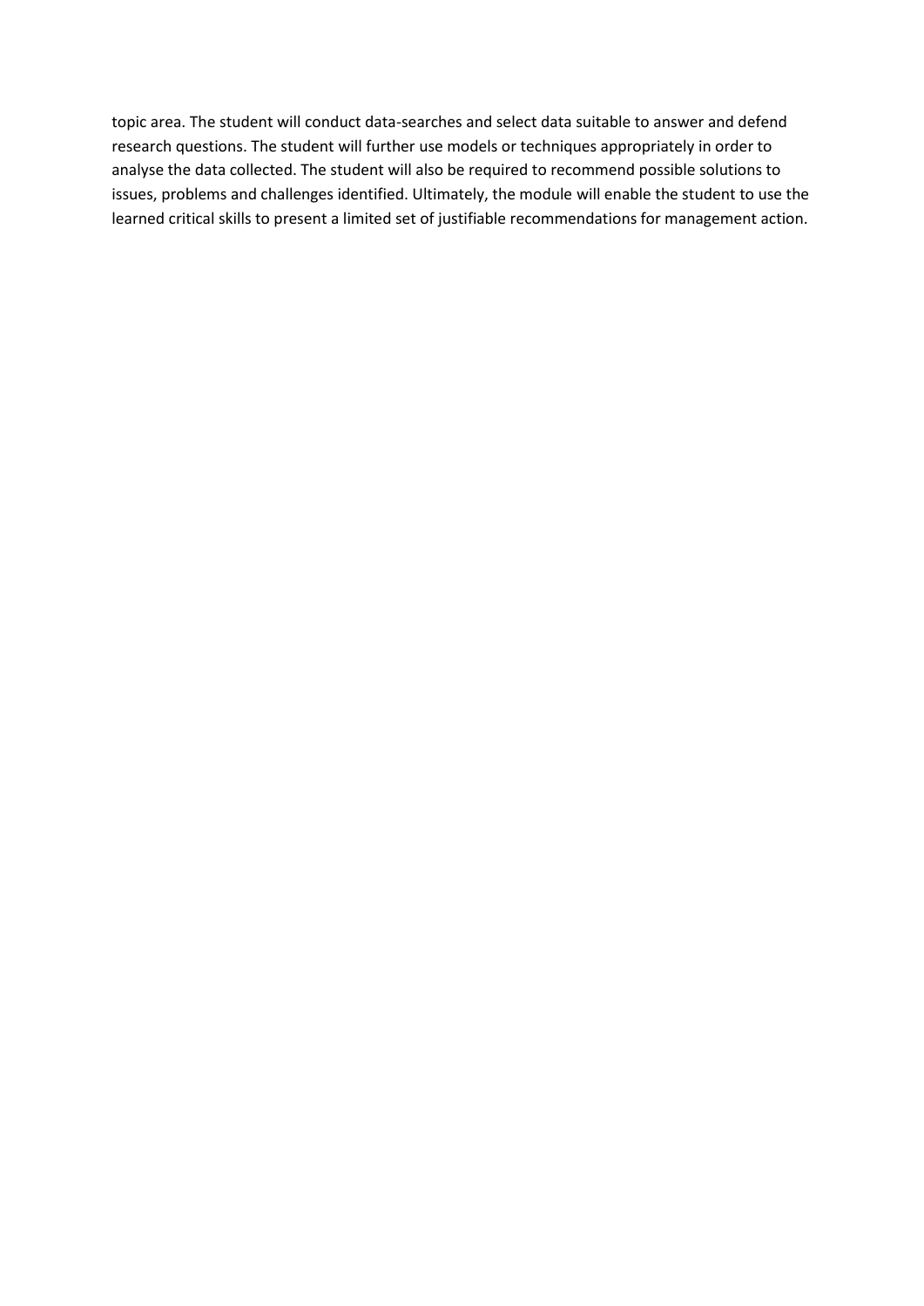topic area. The student will conduct data-searches and select data suitable to answer and defend research questions. The student will further use models or techniques appropriately in order to analyse the data collected. The student will also be required to recommend possible solutions to issues, problems and challenges identified. Ultimately, the module will enable the student to use the learned critical skills to present a limited set of justifiable recommendations for management action.